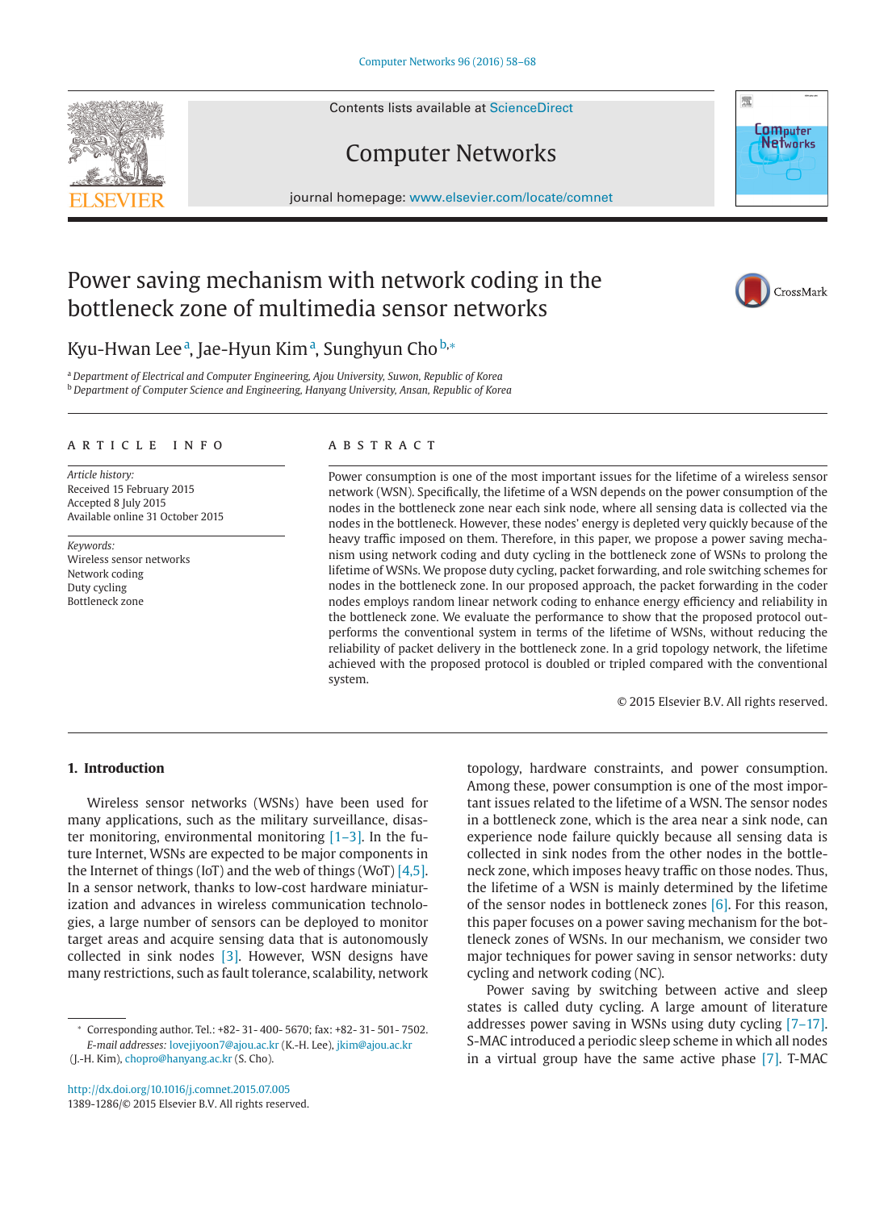# Power saving mechanism with network coding in the bottleneck zone of multimedia sensor networks

Kyu-Hwan Lee[a], Jae-Hyun Kim[a], Sunghyun Cho[b,*]

[a] *Department of Electrical and Computer Engineering, Ajou University, Suwon, Republic of Korea*
[b] *Department of Computer Science and Engineering, Hanyang University, Ansan, Republic of Korea*

## ARTICLE INFO

*Article history:*
Received 15 February 2015
Accepted 8 July 2015
Available online 31 October 2015

*Keywords:*
Wireless sensor networks
Network coding
Duty cycling
Bottleneck zone

## ABSTRACT

Power consumption is one of the most important issues for the lifetime of a wireless sensor network (WSN). Specifically, the lifetime of a WSN depends on the power consumption of the nodes in the bottleneck zone near each sink node, where all sensing data is collected via the nodes in the bottleneck. However, these nodes' energy is depleted very quickly because of the heavy traffic imposed on them. Therefore, in this paper, we propose a power saving mechanism using network coding and duty cycling in the bottleneck zone of WSNs to prolong the lifetime of WSNs. We propose duty cycling, packet forwarding, and role switching schemes for nodes in the bottleneck zone. In our proposed approach, the packet forwarding in the coder nodes employs random linear network coding to enhance energy efficiency and reliability in the bottleneck zone. We evaluate the performance to show that the proposed protocol outperforms the conventional system in terms of the lifetime of WSNs, without reducing the reliability of packet delivery in the bottleneck zone. In a grid topology network, the lifetime achieved with the proposed protocol is doubled or tripled compared with the conventional system.

© 2015 Elsevier B.V. All rights reserved.

## 1. Introduction

Wireless sensor networks (WSNs) have been used for many applications, such as the military surveillance, disaster monitoring, environmental monitoring [1–3]. In the future Internet, WSNs are expected to be major components in the Internet of things (IoT) and the web of things (WoT) [4,5]. In a sensor network, thanks to low-cost hardware miniaturization and advances in wireless communication technologies, a large number of sensors can be deployed to monitor target areas and acquire sensing data that is autonomously collected in sink nodes [3]. However, WSN designs have many restrictions, such as fault tolerance, scalability, network topology, hardware constraints, and power consumption. Among these, power consumption is one of the most important issues related to the lifetime of a WSN. The sensor nodes in a bottleneck zone, which is the area near a sink node, can experience node failure quickly because all sensing data is collected in sink nodes from the other nodes in the bottleneck zone, which imposes heavy traffic on those nodes. Thus, the lifetime of a WSN is mainly determined by the lifetime of the sensor nodes in bottleneck zones [6]. For this reason, this paper focuses on a power saving mechanism for the bottleneck zones of WSNs. In our mechanism, we consider two major techniques for power saving in sensor networks: duty cycling and network coding (NC).

Power saving by switching between active and sleep states is called duty cycling. A large amount of literature addresses power saving in WSNs using duty cycling [7–17]. S-MAC introduced a periodic sleep scheme in which all nodes in a virtual group have the same active phase [7]. T-MAC

* Corresponding author. Tel.: +82- 31- 400- 5670; fax: +82- 31- 501- 7502.
*E-mail addresses:* lovejiyoon7@ajou.ac.kr (K.-H. Lee), jkim@ajou.ac.kr (J.-H. Kim), chopro@hanyang.ac.kr (S. Cho).

http://dx.doi.org/10.1016/j.comnet.2015.07.005
1389-1286/© 2015 Elsevier B.V. All rights reserved.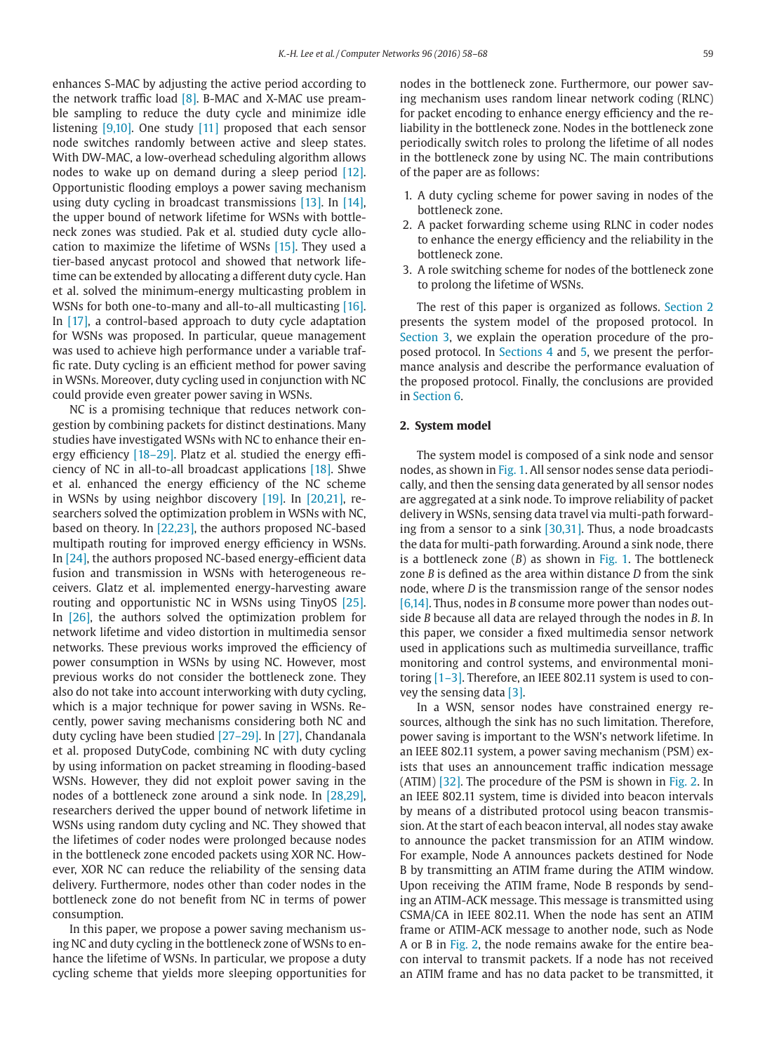enhances S-MAC by adjusting the active period according to the network traffic load [8]. B-MAC and X-MAC use preamble sampling to reduce the duty cycle and minimize idle listening [9,10]. One study [11] proposed that each sensor node switches randomly between active and sleep states. With DW-MAC, a low-overhead scheduling algorithm allows nodes to wake up on demand during a sleep period [12]. Opportunistic flooding employs a power saving mechanism using duty cycling in broadcast transmissions [13]. In [14], the upper bound of network lifetime for WSNs with bottleneck zones was studied. Pak et al. studied duty cycle allocation to maximize the lifetime of WSNs [15]. They used a tier-based anycast protocol and showed that network lifetime can be extended by allocating a different duty cycle. Han et al. solved the minimum-energy multicasting problem in WSNs for both one-to-many and all-to-all multicasting [16]. In [17], a control-based approach to duty cycle adaptation for WSNs was proposed. In particular, queue management was used to achieve high performance under a variable traffic rate. Duty cycling is an efficient method for power saving in WSNs. Moreover, duty cycling used in conjunction with NC could provide even greater power saving in WSNs.

NC is a promising technique that reduces network congestion by combining packets for distinct destinations. Many studies have investigated WSNs with NC to enhance their energy efficiency [18–29]. Platz et al. studied the energy efficiency of NC in all-to-all broadcast applications [18]. Shwe et al. enhanced the energy efficiency of the NC scheme in WSNs by using neighbor discovery [19]. In [20,21], researchers solved the optimization problem in WSNs with NC, based on theory. In [22,23], the authors proposed NC-based multipath routing for improved energy efficiency in WSNs. In [24], the authors proposed NC-based energy-efficient data fusion and transmission in WSNs with heterogeneous receivers. Glatz et al. implemented energy-harvesting aware routing and opportunistic NC in WSNs using TinyOS [25]. In [26], the authors solved the optimization problem for network lifetime and video distortion in multimedia sensor networks. These previous works improved the efficiency of power consumption in WSNs by using NC. However, most previous works do not consider the bottleneck zone. They also do not take into account interworking with duty cycling, which is a major technique for power saving in WSNs. Recently, power saving mechanisms considering both NC and duty cycling have been studied [27–29]. In [27], Chandanala et al. proposed DutyCode, combining NC with duty cycling by using information on packet streaming in flooding-based WSNs. However, they did not exploit power saving in the nodes of a bottleneck zone around a sink node. In [28,29], researchers derived the upper bound of network lifetime in WSNs using random duty cycling and NC. They showed that the lifetimes of coder nodes were prolonged because nodes in the bottleneck zone encoded packets using XOR NC. However, XOR NC can reduce the reliability of the sensing data delivery. Furthermore, nodes other than coder nodes in the bottleneck zone do not benefit from NC in terms of power consumption.

In this paper, we propose a power saving mechanism using NC and duty cycling in the bottleneck zone of WSNs to enhance the lifetime of WSNs. In particular, we propose a duty cycling scheme that yields more sleeping opportunities for nodes in the bottleneck zone. Furthermore, our power saving mechanism uses random linear network coding (RLNC) for packet encoding to enhance energy efficiency and the reliability in the bottleneck zone. Nodes in the bottleneck zone periodically switch roles to prolong the lifetime of all nodes in the bottleneck zone by using NC. The main contributions of the paper are as follows:

1. A duty cycling scheme for power saving in nodes of the bottleneck zone.
2. A packet forwarding scheme using RLNC in coder nodes to enhance the energy efficiency and the reliability in the bottleneck zone.
3. A role switching scheme for nodes of the bottleneck zone to prolong the lifetime of WSNs.

The rest of this paper is organized as follows. Section 2 presents the system model of the proposed protocol. In Section 3, we explain the operation procedure of the proposed protocol. In Sections 4 and 5, we present the performance analysis and describe the performance evaluation of the proposed protocol. Finally, the conclusions are provided in Section 6.

## 2. System model

The system model is composed of a sink node and sensor nodes, as shown in Fig. 1. All sensor nodes sense data periodically, and then the sensing data generated by all sensor nodes are aggregated at a sink node. To improve reliability of packet delivery in WSNs, sensing data travel via multi-path forwarding from a sensor to a sink [30,31]. Thus, a node broadcasts the data for multi-path forwarding. Around a sink node, there is a bottleneck zone ($B$) as shown in Fig. 1. The bottleneck zone $B$ is defined as the area within distance $D$ from the sink node, where $D$ is the transmission range of the sensor nodes [6,14]. Thus, nodes in $B$ consume more power than nodes outside $B$ because all data are relayed through the nodes in $B$. In this paper, we consider a fixed multimedia sensor network used in applications such as multimedia surveillance, traffic monitoring and control systems, and environmental monitoring [1–3]. Therefore, an IEEE 802.11 system is used to convey the sensing data [3].

In a WSN, sensor nodes have constrained energy resources, although the sink has no such limitation. Therefore, power saving is important to the WSN's network lifetime. In an IEEE 802.11 system, a power saving mechanism (PSM) exists that uses an announcement traffic indication message (ATIM) [32]. The procedure of the PSM is shown in Fig. 2. In an IEEE 802.11 system, time is divided into beacon intervals by means of a distributed protocol using beacon transmission. At the start of each beacon interval, all nodes stay awake to announce the packet transmission for an ATIM window. For example, Node A announces packets destined for Node B by transmitting an ATIM frame during the ATIM window. Upon receiving the ATIM frame, Node B responds by sending an ATIM-ACK message. This message is transmitted using CSMA/CA in IEEE 802.11. When the node has sent an ATIM frame or ATIM-ACK message to another node, such as Node A or B in Fig. 2, the node remains awake for the entire beacon interval to transmit packets. If a node has not received an ATIM frame and has no data packet to be transmitted, it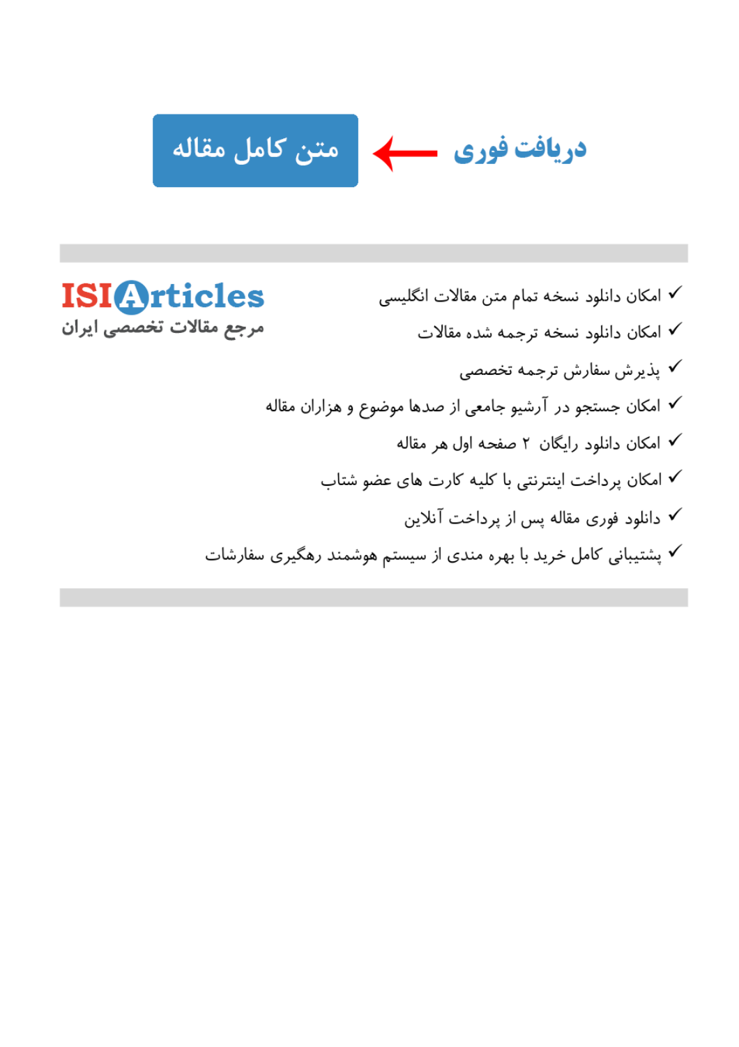دریافت فوری ← متن کامل مقاله

ISIArticles
مرجع مقالات تخصصی ایران

- ✓ امکان دانلود نسخه تمام متن مقالات انگلیسی
- ✓ امکان دانلود نسخه ترجمه شده مقالات
- ✓ پذیرش سفارش ترجمه تخصصی
- ✓ امکان جستجو در آرشیو جامعی از صدها موضوع و هزاران مقاله
- ✓ امکان دانلود رایگان ۲ صفحه اول هر مقاله
- ✓ امکان پرداخت اینترنتی با کلیه کارت های عضو شتاب
- ✓ دانلود فوری مقاله پس از پرداخت آنلاین
- ✓ پشتیبانی کامل خرید با بهره مندی از سیستم هوشمند رهگیری سفارشات